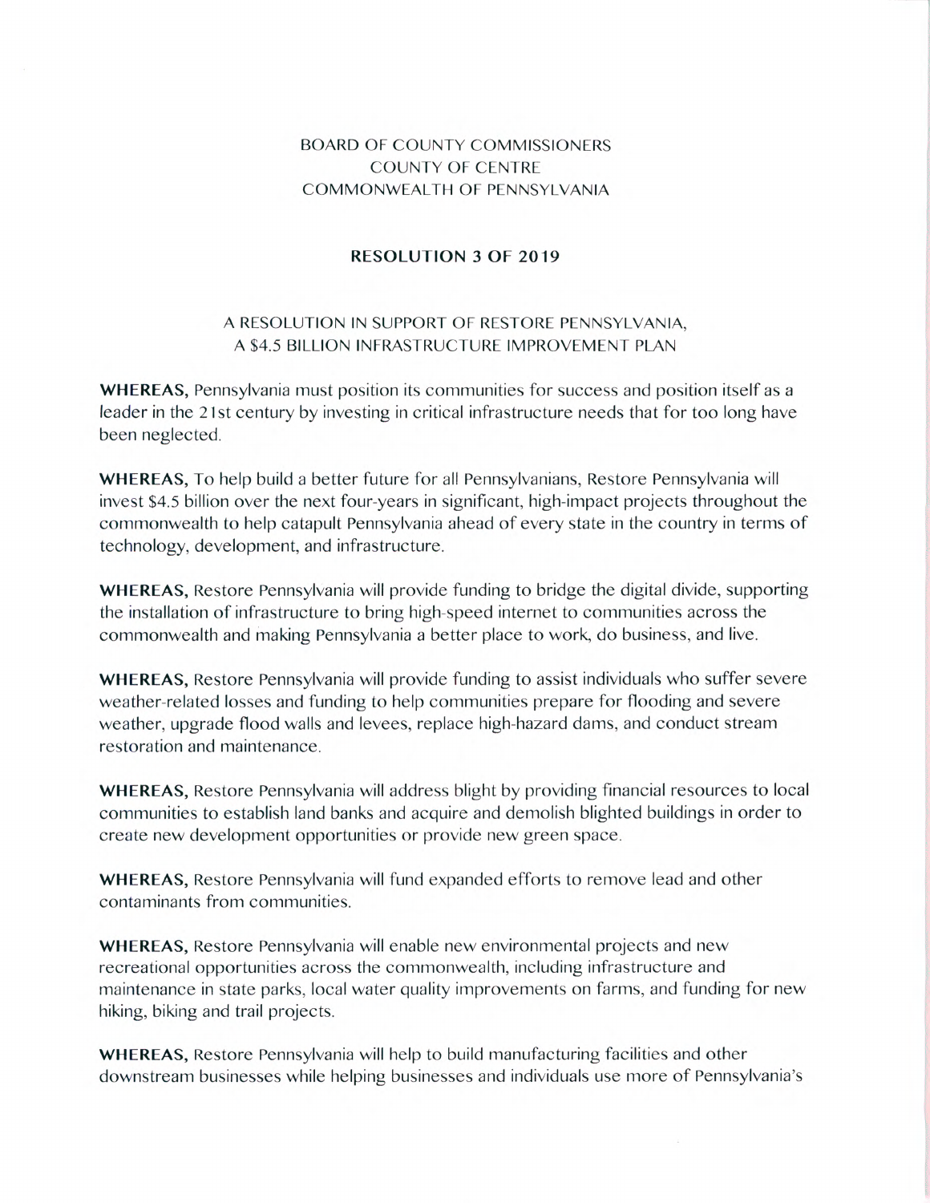BOARD OF COUNTY COMMISSIONERS
COUNTY OF CENTRE
COMMONWEALTH OF PENNSYLVANIA

# RESOLUTION 3 OF 2019

## A RESOLUTION IN SUPPORT OF RESTORE PENNSYLVANIA, A $4.5 BILLION INFRASTRUCTURE IMPROVEMENT PLAN

**WHEREAS,** Pennsylvania must position its communities for success and position itself as a leader in the 21st century by investing in critical infrastructure needs that for too long have been neglected.

**WHEREAS,** To help build a better future for all Pennsylvanians, Restore Pennsylvania will invest $4.5 billion over the next four-years in significant, high-impact projects throughout the commonwealth to help catapult Pennsylvania ahead of every state in the country in terms of technology, development, and infrastructure.

**WHEREAS,** Restore Pennsylvania will provide funding to bridge the digital divide, supporting the installation of infrastructure to bring high-speed internet to communities across the commonwealth and making Pennsylvania a better place to work, do business, and live.

**WHEREAS,** Restore Pennsylvania will provide funding to assist individuals who suffer severe weather-related losses and funding to help communities prepare for flooding and severe weather, upgrade flood walls and levees, replace high-hazard dams, and conduct stream restoration and maintenance.

**WHEREAS,** Restore Pennsylvania will address blight by providing financial resources to local communities to establish land banks and acquire and demolish blighted buildings in order to create new development opportunities or provide new green space.

**WHEREAS,** Restore Pennsylvania will fund expanded efforts to remove lead and other contaminants from communities.

**WHEREAS,** Restore Pennsylvania will enable new environmental projects and new recreational opportunities across the commonwealth, including infrastructure and maintenance in state parks, local water quality improvements on farms, and funding for new hiking, biking and trail projects.

**WHEREAS,** Restore Pennsylvania will help to build manufacturing facilities and other downstream businesses while helping businesses and individuals use more of Pennsylvania's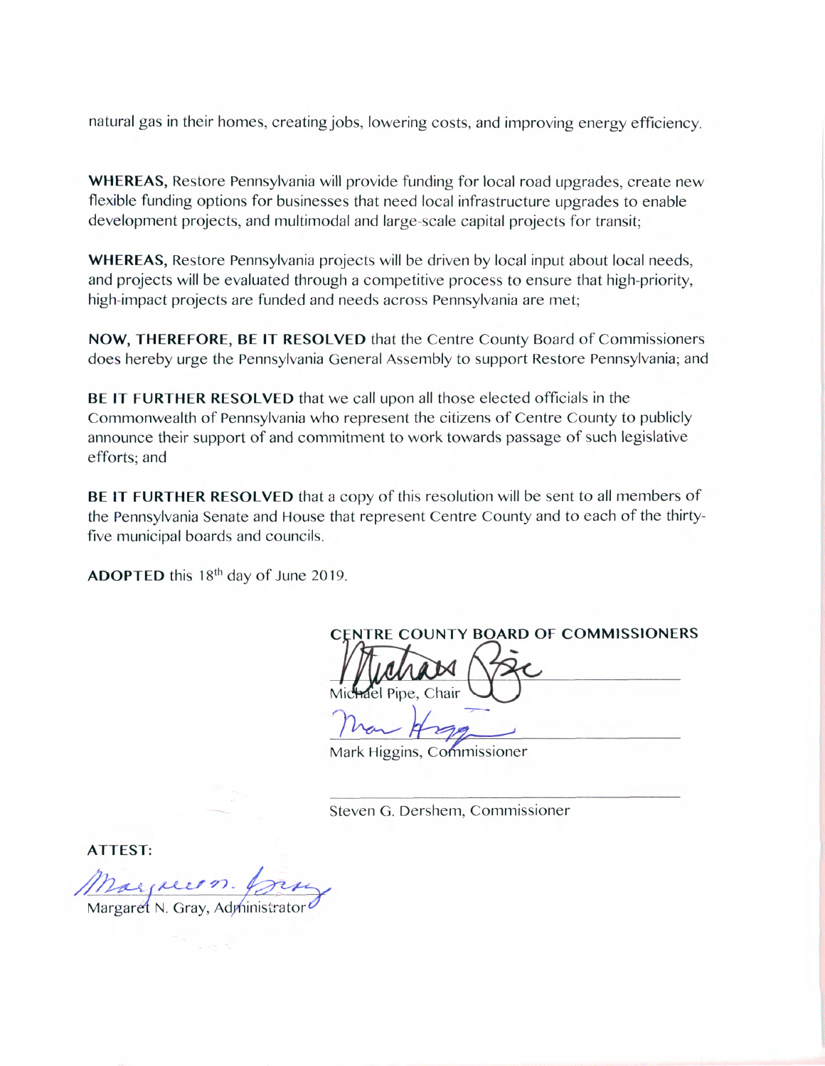natural gas in their homes, creating jobs, lowering costs, and improving energy efficiency.

**WHEREAS,** Restore Pennsylvania will provide funding for local road upgrades, create new flexible funding options for businesses that need local infrastructure upgrades to enable development projects, and multimodal and large-scale capital projects for transit;

**WHEREAS,** Restore Pennsylvania projects will be driven by local input about local needs, and projects will be evaluated through a competitive process to ensure that high-priority, high-impact projects are funded and needs across Pennsylvania are met;

**NOW, THEREFORE, BE IT RESOLVED** that the Centre County Board of Commissioners does hereby urge the Pennsylvania General Assembly to support Restore Pennsylvania; and

**BE IT FURTHER RESOLVED** that we call upon all those elected officials in the Commonwealth of Pennsylvania who represent the citizens of Centre County to publicly announce their support of and commitment to work towards passage of such legislative efforts; and

**BE IT FURTHER RESOLVED** that a copy of this resolution will be sent to all members of the Pennsylvania Senate and House that represent Centre County and to each of the thirty-five municipal boards and councils.

**ADOPTED** this 18th day of June 2019.

**CENTRE COUNTY BOARD OF COMMISSIONERS**

Michael Pipe, Chair

Mark Higgins, Commissioner

Steven G. Dershem, Commissioner

**ATTEST:**

Margaret N. Gray, Administrator